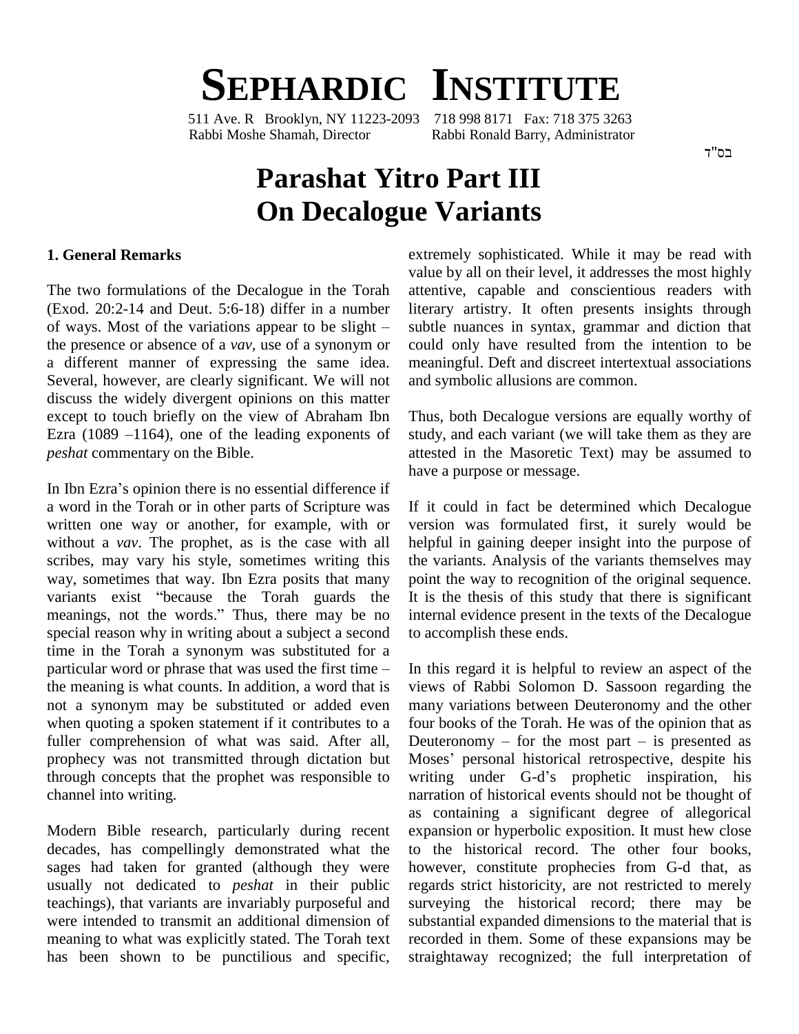# SEPHARDIC INSTITUTE

511 Ave. R Brooklyn, NY 11223-2093 718 998 8171 Fax: 718 375 3263
Rabbi Moshe Shamah, Director Rabbi Ronald Barry, Administrator

בס"ד

# Parashat Yitro Part III
# On Decalogue Variants

### 1. General Remarks

The two formulations of the Decalogue in the Torah (Exod. 20:2-14 and Deut. 5:6-18) differ in a number of ways. Most of the variations appear to be slight – the presence or absence of a *vav*, use of a synonym or a different manner of expressing the same idea. Several, however, are clearly significant. We will not discuss the widely divergent opinions on this matter except to touch briefly on the view of Abraham Ibn Ezra (1089 –1164), one of the leading exponents of *peshat* commentary on the Bible.

In Ibn Ezra's opinion there is no essential difference if a word in the Torah or in other parts of Scripture was written one way or another, for example, with or without a *vav*. The prophet, as is the case with all scribes, may vary his style, sometimes writing this way, sometimes that way. Ibn Ezra posits that many variants exist "because the Torah guards the meanings, not the words." Thus, there may be no special reason why in writing about a subject a second time in the Torah a synonym was substituted for a particular word or phrase that was used the first time – the meaning is what counts. In addition, a word that is not a synonym may be substituted or added even when quoting a spoken statement if it contributes to a fuller comprehension of what was said. After all, prophecy was not transmitted through dictation but through concepts that the prophet was responsible to channel into writing.

Modern Bible research, particularly during recent decades, has compellingly demonstrated what the sages had taken for granted (although they were usually not dedicated to *peshat* in their public teachings), that variants are invariably purposeful and were intended to transmit an additional dimension of meaning to what was explicitly stated. The Torah text has been shown to be punctilious and specific, extremely sophisticated. While it may be read with value by all on their level, it addresses the most highly attentive, capable and conscientious readers with literary artistry. It often presents insights through subtle nuances in syntax, grammar and diction that could only have resulted from the intention to be meaningful. Deft and discreet intertextual associations and symbolic allusions are common.

Thus, both Decalogue versions are equally worthy of study, and each variant (we will take them as they are attested in the Masoretic Text) may be assumed to have a purpose or message.

If it could in fact be determined which Decalogue version was formulated first, it surely would be helpful in gaining deeper insight into the purpose of the variants. Analysis of the variants themselves may point the way to recognition of the original sequence. It is the thesis of this study that there is significant internal evidence present in the texts of the Decalogue to accomplish these ends.

In this regard it is helpful to review an aspect of the views of Rabbi Solomon D. Sassoon regarding the many variations between Deuteronomy and the other four books of the Torah. He was of the opinion that as Deuteronomy – for the most part – is presented as Moses' personal historical retrospective, despite his writing under G-d's prophetic inspiration, his narration of historical events should not be thought of as containing a significant degree of allegorical expansion or hyperbolic exposition. It must hew close to the historical record. The other four books, however, constitute prophecies from G-d that, as regards strict historicity, are not restricted to merely surveying the historical record; there may be substantial expanded dimensions to the material that is recorded in them. Some of these expansions may be straightaway recognized; the full interpretation of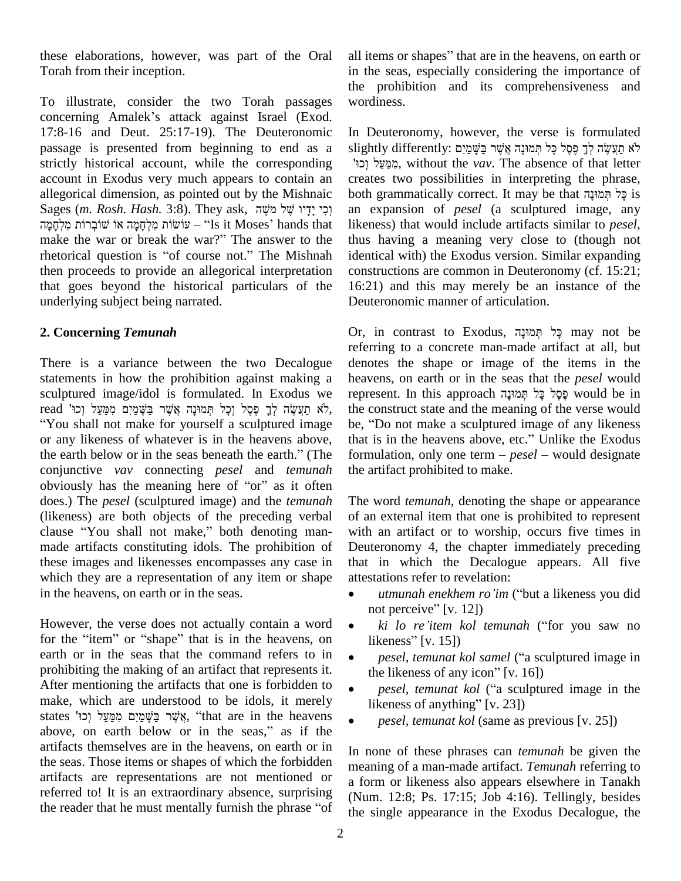these elaborations, however, was part of the Oral Torah from their inception.

To illustrate, consider the two Torah passages concerning Amalek's attack against Israel (Exod. 17:8-16 and Deut. 25:17-19). The Deuteronomic passage is presented from beginning to end as a strictly historical account, while the corresponding account in Exodus very much appears to contain an allegorical dimension, as pointed out by the Mishnaic Sages (*m. Rosh. Hash.* 3:8). They ask, וְכִי יָדָיו שֶׁל מֹשֶׁה עוֹשׂוֹת מִלְחָמָה אוֹ שׁוֹבְרוֹת מִלְחָמָה – "Is it Moses' hands that make the war or break the war?" The answer to the rhetorical question is "of course not." The Mishnah then proceeds to provide an allegorical interpretation that goes beyond the historical particulars of the underlying subject being narrated.

## 2. Concerning *Temunah*

There is a variance between the two Decalogue statements in how the prohibition against making a sculptured image/idol is formulated. In Exodus we read לֹא תַעֲשֶׂה לְךָ פֶסֶל וְכָל תְּמוּנָה אֲשֶׁר בַּשָּׁמַיִם מִמַּעַל וְכוּ', "You shall not make for yourself a sculptured image or any likeness of whatever is in the heavens above, the earth below or in the seas beneath the earth." (The conjunctive *vav* connecting *pesel* and *temunah* obviously has the meaning here of "or" as it often does.) The *pesel* (sculptured image) and the *temunah* (likeness) are both objects of the preceding verbal clause "You shall not make," both denoting man-made artifacts constituting idols. The prohibition of these images and likenesses encompasses any case in which they are a representation of any item or shape in the heavens, on earth or in the seas.

However, the verse does not actually contain a word for the "item" or "shape" that is in the heavens, on earth or in the seas that the command refers to in prohibiting the making of an artifact that represents it. After mentioning the artifacts that one is forbidden to make, which are understood to be idols, it merely states אֲשֶׁר בַּשָּׁמַיִם מִמַּעַל וְכוּ', "that are in the heavens above, on earth below or in the seas," as if the artifacts themselves are in the heavens, on earth or in the seas. Those items or shapes of which the forbidden artifacts are representations are not mentioned or referred to! It is an extraordinary absence, surprising the reader that he must mentally furnish the phrase "of all items or shapes" that are in the heavens, on earth or in the seas, especially considering the importance of the prohibition and its comprehensiveness and wordiness.

In Deuteronomy, however, the verse is formulated slightly differently: לֹא תַעֲשֶׂה לְךָ פֶסֶל כָּל תְּמוּנָה אֲשֶׁר בַּשָּׁמַיִם מִמַּעַל וְכוּ', without the *vav*. The absence of that letter creates two possibilities in interpreting the phrase, both grammatically correct. It may be that כָּל תְּמוּנָה is an expansion of *pesel* (a sculptured image, any likeness) that would include artifacts similar to *pesel*, thus having a meaning very close to (though not identical with) the Exodus version. Similar expanding constructions are common in Deuteronomy (cf. 15:21; 16:21) and this may merely be an instance of the Deuteronomic manner of articulation.

Or, in contrast to Exodus, כָּל תְּמוּנָה may not be referring to a concrete man-made artifact at all, but denotes the shape or image of the items in the heavens, on earth or in the seas that the *pesel* would represent. In this approach פֶסֶל כָּל תְּמוּנָה would be in the construct state and the meaning of the verse would be, "Do not make a sculptured image of any likeness that is in the heavens above, etc." Unlike the Exodus formulation, only one term – *pesel* – would designate the artifact prohibited to make.

The word *temunah*, denoting the shape or appearance of an external item that one is prohibited to represent with an artifact or to worship, occurs five times in Deuteronomy 4, the chapter immediately preceding that in which the Decalogue appears. All five attestations refer to revelation:

- *utmunah enekhem ro'im* ("but a likeness you did not perceive" [v. 12])
- *ki lo re'item kol temunah* ("for you saw no likeness" [v. 15])
- *pesel, temunat kol samel* ("a sculptured image in the likeness of any icon" [v. 16])
- *pesel, temunat kol* ("a sculptured image in the likeness of anything" [v. 23])
- *pesel, temunat kol* (same as previous [v. 25])

In none of these phrases can *temunah* be given the meaning of a man-made artifact. *Temunah* referring to a form or likeness also appears elsewhere in Tanakh (Num. 12:8; Ps. 17:15; Job 4:16). Tellingly, besides the single appearance in the Exodus Decalogue, the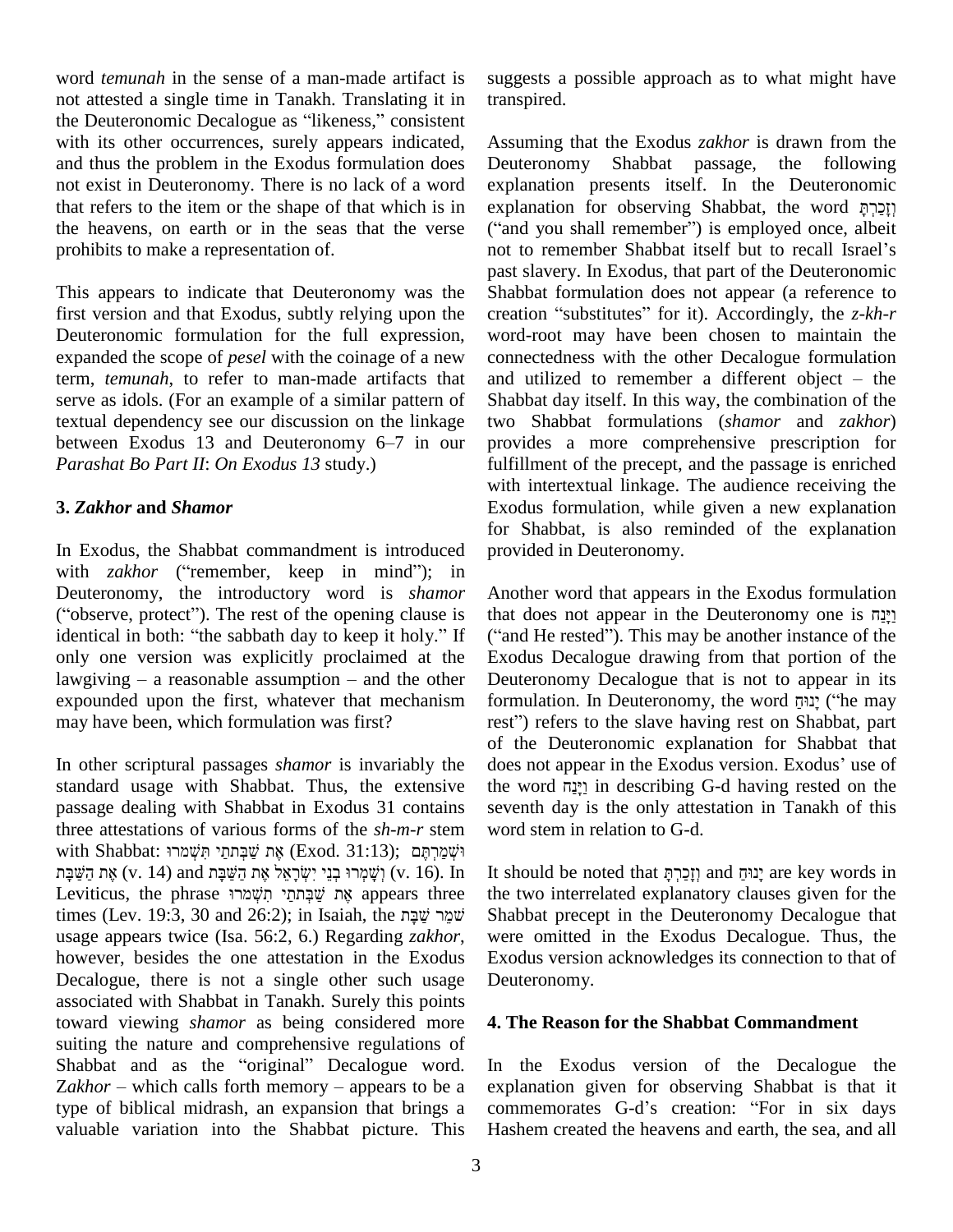word *temunah* in the sense of a man-made artifact is not attested a single time in Tanakh. Translating it in the Deuteronomic Decalogue as "likeness," consistent with its other occurrences, surely appears indicated, and thus the problem in the Exodus formulation does not exist in Deuteronomy. There is no lack of a word that refers to the item or the shape of that which is in the heavens, on earth or in the seas that the verse prohibits to make a representation of.

This appears to indicate that Deuteronomy was the first version and that Exodus, subtly relying upon the Deuteronomic formulation for the full expression, expanded the scope of *pesel* with the coinage of a new term, *temunah*, to refer to man-made artifacts that serve as idols. (For an example of a similar pattern of textual dependency see our discussion on the linkage between Exodus 13 and Deuteronomy 6–7 in our *Parashat Bo Part II*: *On Exodus 13* study.)

### 3. *Zakhor* and *Shamor*

In Exodus, the Shabbat commandment is introduced with *zakhor* ("remember, keep in mind"); in Deuteronomy, the introductory word is *shamor* ("observe, protect"). The rest of the opening clause is identical in both: "the sabbath day to keep it holy." If only one version was explicitly proclaimed at the lawgiving – a reasonable assumption – and the other expounded upon the first, whatever that mechanism may have been, which formulation was first?

In other scriptural passages *shamor* is invariably the standard usage with Shabbat. Thus, the extensive passage dealing with Shabbat in Exodus 31 contains three attestations of various forms of the *sh-m-r* stem with Shabbat: אֶת שַׁבְּתֹתַי תִּשְׁמֹרוּ (Exod. 31:13); וּשְׁמַרְתֶּם אֶת הַשַּׁבָּת (v. 14) and וְשָׁמְרוּ בְנֵי יִשְׂרָאֵל אֶת הַשַּׁבָּת (v. 16). In Leviticus, the phrase אֶת שַׁבְּתֹתַי תִּשְׁמֹרוּ appears three times (Lev. 19:3, 30 and 26:2); in Isaiah, the שֹׁמֵר שַׁבָּת usage appears twice (Isa. 56:2, 6.) Regarding *zakhor*, however, besides the one attestation in the Exodus Decalogue, there is not a single other such usage associated with Shabbat in Tanakh. Surely this points toward viewing *shamor* as being considered more suiting the nature and comprehensive regulations of Shabbat and as the "original" Decalogue word. Z*akhor* – which calls forth memory – appears to be a type of biblical midrash, an expansion that brings a valuable variation into the Shabbat picture. This suggests a possible approach as to what might have transpired.

Assuming that the Exodus *zakhor* is drawn from the Deuteronomy Shabbat passage, the following explanation presents itself. In the Deuteronomic explanation for observing Shabbat, the word וְזָכַרְתָּ ("and you shall remember") is employed once, albeit not to remember Shabbat itself but to recall Israel's past slavery. In Exodus, that part of the Deuteronomic Shabbat formulation does not appear (a reference to creation "substitutes" for it). Accordingly, the *z-kh-r* word-root may have been chosen to maintain the connectedness with the other Decalogue formulation and utilized to remember a different object – the Shabbat day itself. In this way, the combination of the two Shabbat formulations (*shamor* and *zakhor*) provides a more comprehensive prescription for fulfillment of the precept, and the passage is enriched with intertextual linkage. The audience receiving the Exodus formulation, while given a new explanation for Shabbat, is also reminded of the explanation provided in Deuteronomy.

Another word that appears in the Exodus formulation that does not appear in the Deuteronomy one is וַיָּנַח ("and He rested"). This may be another instance of the Exodus Decalogue drawing from that portion of the Deuteronomy Decalogue that is not to appear in its formulation. In Deuteronomy, the word יָנוּחַ ("he may rest") refers to the slave having rest on Shabbat, part of the Deuteronomic explanation for Shabbat that does not appear in the Exodus version. Exodus' use of the word וַיָּנַח in describing G-d having rested on the seventh day is the only attestation in Tanakh of this word stem in relation to G-d.

It should be noted that וְזָכַרְתָּ and יָנוּחַ are key words in the two interrelated explanatory clauses given for the Shabbat precept in the Deuteronomy Decalogue that were omitted in the Exodus Decalogue. Thus, the Exodus version acknowledges its connection to that of Deuteronomy.

### 4. The Reason for the Shabbat Commandment

In the Exodus version of the Decalogue the explanation given for observing Shabbat is that it commemorates G-d's creation: "For in six days Hashem created the heavens and earth, the sea, and all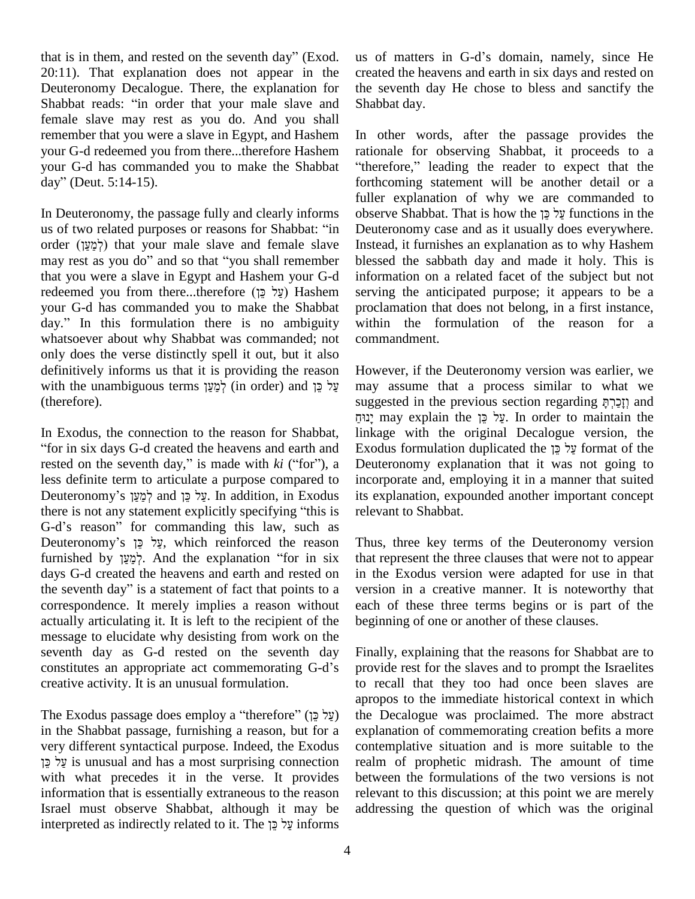that is in them, and rested on the seventh day" (Exod. 20:11). That explanation does not appear in the Deuteronomy Decalogue. There, the explanation for Shabbat reads: "in order that your male slave and female slave may rest as you do. And you shall remember that you were a slave in Egypt, and Hashem your G-d redeemed you from there...therefore Hashem your G-d has commanded you to make the Shabbat day" (Deut. 5:14-15).

In Deuteronomy, the passage fully and clearly informs us of two related purposes or reasons for Shabbat: "in order (לְמַעַן) that your male slave and female slave may rest as you do" and so that "you shall remember that you were a slave in Egypt and Hashem your G-d redeemed you from there...therefore (עַל כֵּן) Hashem your G-d has commanded you to make the Shabbat day." In this formulation there is no ambiguity whatsoever about why Shabbat was commanded; not only does the verse distinctly spell it out, but it also definitively informs us that it is providing the reason with the unambiguous terms לְמַעַן (in order) and עַל כֵּן (therefore).

In Exodus, the connection to the reason for Shabbat, "for in six days G-d created the heavens and earth and rested on the seventh day," is made with *ki* ("for"), a less definite term to articulate a purpose compared to Deuteronomy's לְמַעַן and עַל כֵּן. In addition, in Exodus there is not any statement explicitly specifying "this is G-d's reason" for commanding this law, such as Deuteronomy's עַל כֵּן, which reinforced the reason furnished by לְמַעַן. And the explanation "for in six days G-d created the heavens and earth and rested on the seventh day" is a statement of fact that points to a correspondence. It merely implies a reason without actually articulating it. It is left to the recipient of the message to elucidate why desisting from work on the seventh day as G-d rested on the seventh day constitutes an appropriate act commemorating G-d's creative activity. It is an unusual formulation.

The Exodus passage does employ a "therefore" (עַל כֵּן) in the Shabbat passage, furnishing a reason, but for a very different syntactical purpose. Indeed, the Exodus עַל כֵּן is unusual and has a most surprising connection with what precedes it in the verse. It provides information that is essentially extraneous to the reason Israel must observe Shabbat, although it may be interpreted as indirectly related to it. The עַל כֵּן informs us of matters in G-d's domain, namely, since He created the heavens and earth in six days and rested on the seventh day He chose to bless and sanctify the Shabbat day.

In other words, after the passage provides the rationale for observing Shabbat, it proceeds to a "therefore," leading the reader to expect that the forthcoming statement will be another detail or a fuller explanation of why we are commanded to observe Shabbat. That is how the עַל כֵּן functions in the Deuteronomy case and as it usually does everywhere. Instead, it furnishes an explanation as to why Hashem blessed the sabbath day and made it holy. This is information on a related facet of the subject but not serving the anticipated purpose; it appears to be a proclamation that does not belong, in a first instance, within the formulation of the reason for a commandment.

However, if the Deuteronomy version was earlier, we may assume that a process similar to what we suggested in the previous section regarding וְזָכַרְתָּ and יָנוּחַ may explain the עַל כֵּן. In order to maintain the linkage with the original Decalogue version, the Exodus formulation duplicated the עַל כֵּן format of the Deuteronomy explanation that it was not going to incorporate and, employing it in a manner that suited its explanation, expounded another important concept relevant to Shabbat.

Thus, three key terms of the Deuteronomy version that represent the three clauses that were not to appear in the Exodus version were adapted for use in that version in a creative manner. It is noteworthy that each of these three terms begins or is part of the beginning of one or another of these clauses.

Finally, explaining that the reasons for Shabbat are to provide rest for the slaves and to prompt the Israelites to recall that they too had once been slaves are apropos to the immediate historical context in which the Decalogue was proclaimed. The more abstract explanation of commemorating creation befits a more contemplative situation and is more suitable to the realm of prophetic midrash. The amount of time between the formulations of the two versions is not relevant to this discussion; at this point we are merely addressing the question of which was the original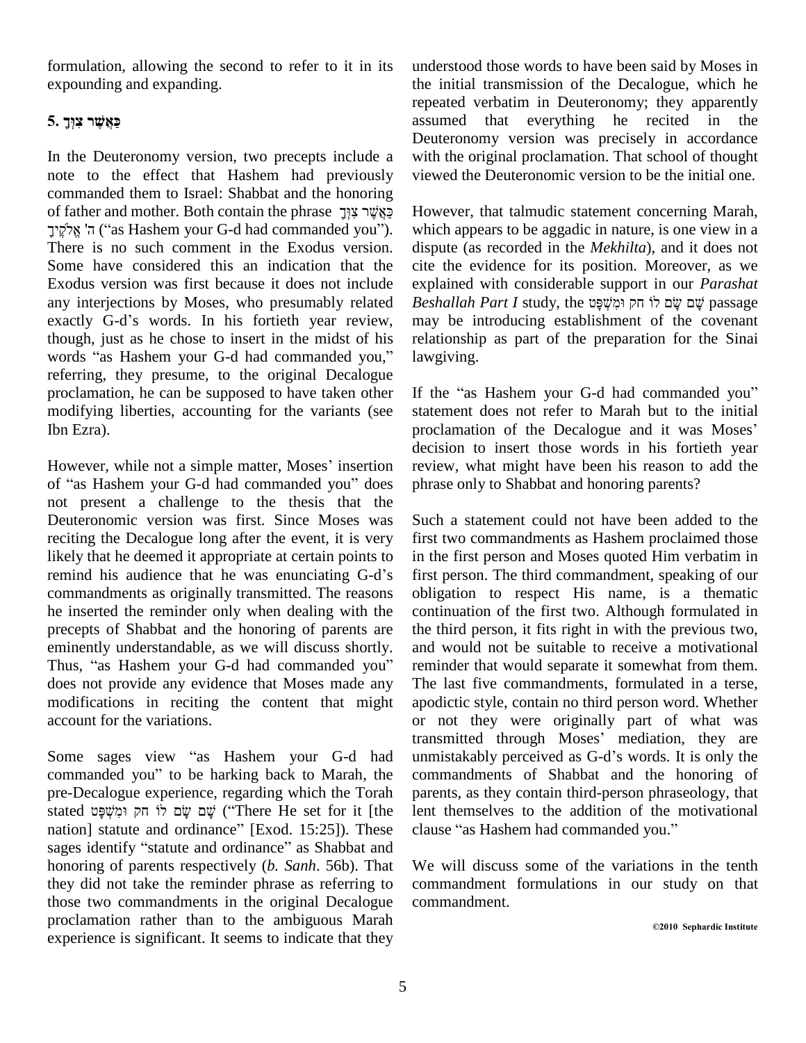formulation, allowing the second to refer to it in its expounding and expanding.

### 5. כַּאֲשֶׁר צִוְּךָ

In the Deuteronomy version, two precepts include a note to the effect that Hashem had previously commanded them to Israel: Shabbat and the honoring of father and mother. Both contain the phrase כַּאֲשֶׁר צִוְּךָ ה' אֱלֹקֶיךָ ("as Hashem your G-d had commanded you"). There is no such comment in the Exodus version. Some have considered this an indication that the Exodus version was first because it does not include any interjections by Moses, who presumably related exactly G-d's words. In his fortieth year review, though, just as he chose to insert in the midst of his words "as Hashem your G-d had commanded you," referring, they presume, to the original Decalogue proclamation, he can be supposed to have taken other modifying liberties, accounting for the variants (see Ibn Ezra).

However, while not a simple matter, Moses' insertion of "as Hashem your G-d had commanded you" does not present a challenge to the thesis that the Deuteronomic version was first. Since Moses was reciting the Decalogue long after the event, it is very likely that he deemed it appropriate at certain points to remind his audience that he was enunciating G-d's commandments as originally transmitted. The reasons he inserted the reminder only when dealing with the precepts of Shabbat and the honoring of parents are eminently understandable, as we will discuss shortly. Thus, "as Hashem your G-d had commanded you" does not provide any evidence that Moses made any modifications in reciting the content that might account for the variations.

Some sages view "as Hashem your G-d had commanded you" to be harking back to Marah, the pre-Decalogue experience, regarding which the Torah stated שָׁם שָׂם לוֹ חֹק וּמִשְׁפָּט ("There He set for it [the nation] statute and ordinance" [Exod. 15:25]). These sages identify "statute and ordinance" as Shabbat and honoring of parents respectively (*b. Sanh*. 56b). That they did not take the reminder phrase as referring to those two commandments in the original Decalogue proclamation rather than to the ambiguous Marah experience is significant. It seems to indicate that they understood those words to have been said by Moses in the initial transmission of the Decalogue, which he repeated verbatim in Deuteronomy; they apparently assumed that everything he recited in the Deuteronomy version was precisely in accordance with the original proclamation. That school of thought viewed the Deuteronomic version to be the initial one.

However, that talmudic statement concerning Marah, which appears to be aggadic in nature, is one view in a dispute (as recorded in the *Mekhilta*), and it does not cite the evidence for its position. Moreover, as we explained with considerable support in our *Parashat Beshallah Part I* study, the שָׁם שָׂם לוֹ חֹק וּמִשְׁפָּט passage may be introducing establishment of the covenant relationship as part of the preparation for the Sinai lawgiving.

If the "as Hashem your G-d had commanded you" statement does not refer to Marah but to the initial proclamation of the Decalogue and it was Moses' decision to insert those words in his fortieth year review, what might have been his reason to add the phrase only to Shabbat and honoring parents?

Such a statement could not have been added to the first two commandments as Hashem proclaimed those in the first person and Moses quoted Him verbatim in first person. The third commandment, speaking of our obligation to respect His name, is a thematic continuation of the first two. Although formulated in the third person, it fits right in with the previous two, and would not be suitable to receive a motivational reminder that would separate it somewhat from them. The last five commandments, formulated in a terse, apodictic style, contain no third person word. Whether or not they were originally part of what was transmitted through Moses' mediation, they are unmistakably perceived as G-d's words. It is only the commandments of Shabbat and the honoring of parents, as they contain third-person phraseology, that lent themselves to the addition of the motivational clause "as Hashem had commanded you."

We will discuss some of the variations in the tenth commandment formulations in our study on that commandment.

©2010 Sephardic Institute